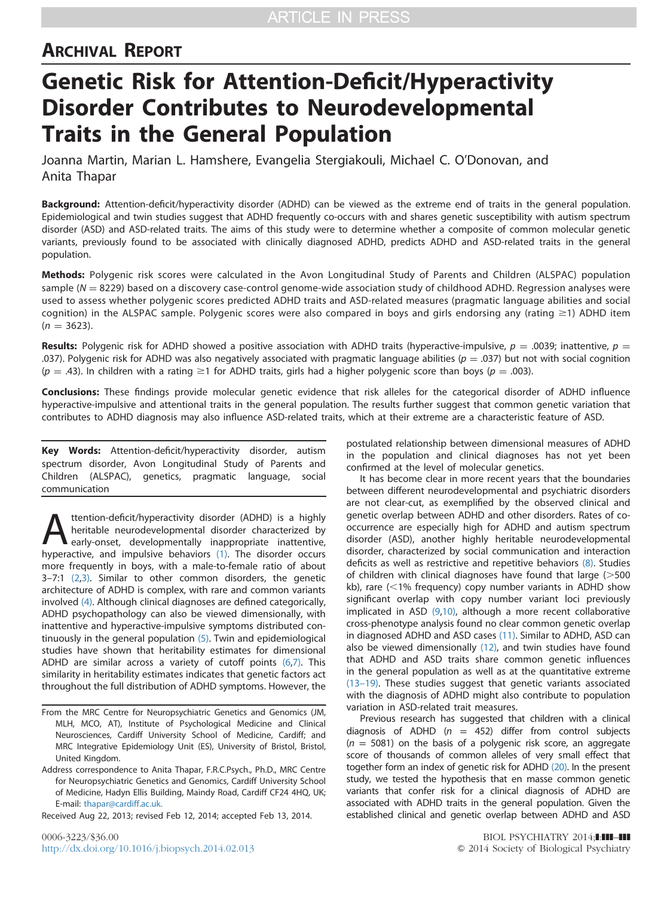## ARCHIVAL REPORT

# Genetic Risk for Attention-Deficit/Hyperactivity Disorder Contributes to Neurodevelopmental Traits in the General Population

Joanna Martin, Marian L. Hamshere, Evangelia Stergiakouli, Michael C. O'Donovan, and Anita Thapar

**Background:** Attention-deficit/hyperactivity disorder (ADHD) can be viewed as the extreme end of traits in the general population. Epidemiological and twin studies suggest that ADHD frequently co-occurs with and shares genetic susceptibility with autism spectrum disorder (ASD) and ASD-related traits. The aims of this study were to determine whether a composite of common molecular genetic variants, previously found to be associated with clinically diagnosed ADHD, predicts ADHD and ASD-related traits in the general population.

**Methods:** Polygenic risk scores were calculated in the Avon Longitudinal Study of Parents and Children (ALSPAC) population sample ($N = 8229$) based on a discovery case-control genome-wide association study of childhood ADHD. Regression analyses were used to assess whether polygenic scores predicted ADHD traits and ASD-related measures (pragmatic language abilities and social cognition) in the ALSPAC sample. Polygenic scores were also compared in boys and girls endorsing any (rating $\geq$1) ADHD item ($n = 3623$).

**Results:** Polygenic risk for ADHD showed a positive association with ADHD traits (hyperactive-impulsive, $p = .0039$; inattentive, $p = .037$). Polygenic risk for ADHD was also negatively associated with pragmatic language abilities ($p = .037$) but not with social cognition ($p = .43$). In children with a rating $\geq$1 for ADHD traits, girls had a higher polygenic score than boys ($p = .003$).

**Conclusions:** These findings provide molecular genetic evidence that risk alleles for the categorical disorder of ADHD influence hyperactive-impulsive and attentional traits in the general population. The results further suggest that common genetic variation that contributes to ADHD diagnosis may also influence ASD-related traits, which at their extreme are a characteristic feature of ASD.

**Key Words:** Attention-deficit/hyperactivity disorder, autism spectrum disorder, Avon Longitudinal Study of Parents and Children (ALSPAC), genetics, pragmatic language, social communication

Attention-deficit/hyperactivity disorder (ADHD) is a highly heritable neurodevelopmental disorder characterized by early-onset, developmentally inappropriate inattentive, hyperactive, and impulsive behaviors (1). The disorder occurs more frequently in boys, with a male-to-female ratio of about 3–7:1 (2,3). Similar to other common disorders, the genetic architecture of ADHD is complex, with rare and common variants involved (4). Although clinical diagnoses are defined categorically, ADHD psychopathology can also be viewed dimensionally, with inattentive and hyperactive-impulsive symptoms distributed continuously in the general population (5). Twin and epidemiological studies have shown that heritability estimates for dimensional ADHD are similar across a variety of cutoff points (6,7). This similarity in heritability estimates indicates that genetic factors act throughout the full distribution of ADHD symptoms. However, the postulated relationship between dimensional measures of ADHD in the population and clinical diagnoses has not yet been confirmed at the level of molecular genetics.

It has become clear in more recent years that the boundaries between different neurodevelopmental and psychiatric disorders are not clear-cut, as exemplified by the observed clinical and genetic overlap between ADHD and other disorders. Rates of co-occurrence are especially high for ADHD and autism spectrum disorder (ASD), another highly heritable neurodevelopmental disorder, characterized by social communication and interaction deficits as well as restrictive and repetitive behaviors (8). Studies of children with clinical diagnoses have found that large (>500 kb), rare (<1% frequency) copy number variants in ADHD show significant overlap with copy number variant loci previously implicated in ASD (9,10), although a more recent collaborative cross-phenotype analysis found no clear common genetic overlap in diagnosed ADHD and ASD cases (11). Similar to ADHD, ASD can also be viewed dimensionally (12), and twin studies have found that ADHD and ASD traits share common genetic influences in the general population as well as at the quantitative extreme (13–19). These studies suggest that genetic variants associated with the diagnosis of ADHD might also contribute to population variation in ASD-related trait measures.

Previous research has suggested that children with a clinical diagnosis of ADHD ($n = 452$) differ from control subjects ($n = 5081$) on the basis of a polygenic risk score, an aggregate score of thousands of common alleles of very small effect that together form an index of genetic risk for ADHD (20). In the present study, we tested the hypothesis that en masse common genetic variants that confer risk for a clinical diagnosis of ADHD are associated with ADHD traits in the general population. Given the established clinical and genetic overlap between ADHD and ASD

From the MRC Centre for Neuropsychiatric Genetics and Genomics (JM, MLH, MCO, AT), Institute of Psychological Medicine and Clinical Neurosciences, Cardiff University School of Medicine, Cardiff; and MRC Integrative Epidemiology Unit (ES), University of Bristol, Bristol, United Kingdom.

Address correspondence to Anita Thapar, F.R.C.Psych., Ph.D., MRC Centre for Neuropsychiatric Genetics and Genomics, Cardiff University School of Medicine, Hadyn Ellis Building, Maindy Road, Cardiff CF24 4HQ, UK; E-mail: thapar@cardiff.ac.uk.

Received Aug 22, 2013; revised Feb 12, 2014; accepted Feb 13, 2014.

0006-3223/$36.00
http://dx.doi.org/10.1016/j.biopsych.2014.02.013

© 2014 Society of Biological Psychiatry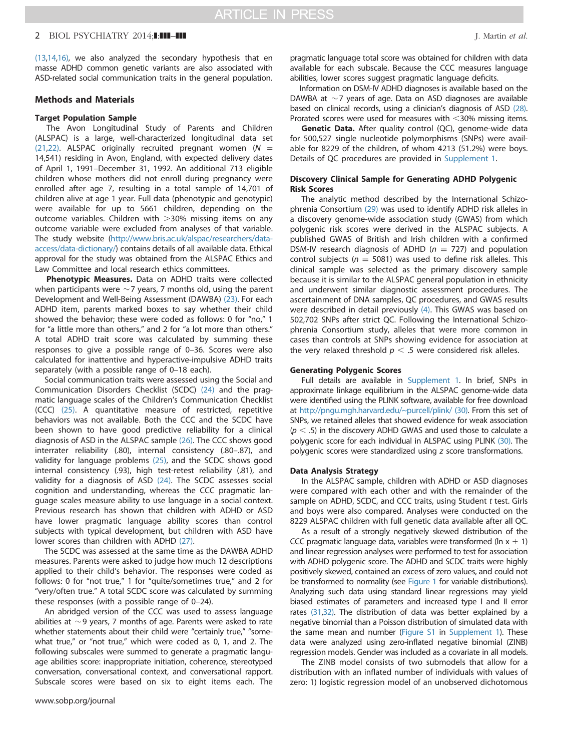(13,14,16), we also analyzed the secondary hypothesis that en masse ADHD common genetic variants are also associated with ASD-related social communication traits in the general population.

## Methods and Materials

### Target Population Sample

The Avon Longitudinal Study of Parents and Children (ALSPAC) is a large, well-characterized longitudinal data set (21,22). ALSPAC originally recruited pregnant women ($N$ = 14,541) residing in Avon, England, with expected delivery dates of April 1, 1991–December 31, 1992. An additional 713 eligible children whose mothers did not enroll during pregnancy were enrolled after age 7, resulting in a total sample of 14,701 of children alive at age 1 year. Full data (phenotypic and genotypic) were available for up to 5661 children, depending on the outcome variables. Children with >30% missing items on any outcome variable were excluded from analyses of that variable. The study website (http://www.bris.ac.uk/alspac/researchers/data-access/data-dictionary/) contains details of all available data. Ethical approval for the study was obtained from the ALSPAC Ethics and Law Committee and local research ethics committees.

**Phenotypic Measures.** Data on ADHD traits were collected when participants were ~7 years, 7 months old, using the parent Development and Well-Being Assessment (DAWBA) (23). For each ADHD item, parents marked boxes to say whether their child showed the behavior; these were coded as follows: 0 for "no," 1 for "a little more than others," and 2 for "a lot more than others." A total ADHD trait score was calculated by summing these responses to give a possible range of 0–36. Scores were also calculated for inattentive and hyperactive-impulsive ADHD traits separately (with a possible range of 0–18 each).

Social communication traits were assessed using the Social and Communication Disorders Checklist (SCDC) (24) and the pragmatic language scales of the Children's Communication Checklist (CCC) (25). A quantitative measure of restricted, repetitive behaviors was not available. Both the CCC and the SCDC have been shown to have good predictive reliability for a clinical diagnosis of ASD in the ALSPAC sample (26). The CCC shows good interrater reliability (.80), internal consistency (.80–.87), and validity for language problems (25), and the SCDC shows good internal consistency (.93), high test-retest reliability (.81), and validity for a diagnosis of ASD (24). The SCDC assesses social cognition and understanding, whereas the CCC pragmatic language scales measure ability to use language in a social context. Previous research has shown that children with ADHD or ASD have lower pragmatic language ability scores than control subjects with typical development, but children with ASD have lower scores than children with ADHD (27).

The SCDC was assessed at the same time as the DAWBA ADHD measures. Parents were asked to judge how much 12 descriptions applied to their child's behavior. The responses were coded as follows: 0 for "not true," 1 for "quite/sometimes true," and 2 for "very/often true." A total SCDC score was calculated by summing these responses (with a possible range of 0–24).

An abridged version of the CCC was used to assess language abilities at ~9 years, 7 months of age. Parents were asked to rate whether statements about their child were "certainly true," "somewhat true," or "not true," which were coded as 0, 1, and 2. The following subscales were summed to generate a pragmatic language abilities score: inappropriate initiation, coherence, stereotyped conversation, conversational context, and conversational rapport. Subscale scores were based on six to eight items each. The pragmatic language total score was obtained for children with data available for each subscale. Because the CCC measures language abilities, lower scores suggest pragmatic language deficits.

Information on DSM-IV ADHD diagnoses is available based on the DAWBA at ~7 years of age. Data on ASD diagnoses are available based on clinical records, using a clinician's diagnosis of ASD (28). Prorated scores were used for measures with <30% missing items.

**Genetic Data.** After quality control (QC), genome-wide data for 500,527 single nucleotide polymorphisms (SNPs) were available for 8229 of the children, of whom 4213 (51.2%) were boys. Details of QC procedures are provided in Supplement 1.

### Discovery Clinical Sample for Generating ADHD Polygenic Risk Scores

The analytic method described by the International Schizophrenia Consortium (29) was used to identify ADHD risk alleles in a discovery genome-wide association study (GWAS) from which polygenic risk scores were derived in the ALSPAC subjects. A published GWAS of British and Irish children with a confirmed DSM-IV research diagnosis of ADHD ($n$ = 727) and population control subjects ($n$ = 5081) was used to define risk alleles. This clinical sample was selected as the primary discovery sample because it is similar to the ALSPAC general population in ethnicity and underwent similar diagnostic assessment procedures. The ascertainment of DNA samples, QC procedures, and GWAS results were described in detail previously (4). This GWAS was based on 502,702 SNPs after strict QC. Following the International Schizophrenia Consortium study, alleles that were more common in cases than controls at SNPs showing evidence for association at the very relaxed threshold $p < .5$ were considered risk alleles.

### Generating Polygenic Scores

Full details are available in Supplement 1. In brief, SNPs in approximate linkage equilibrium in the ALSPAC genome-wide data were identified using the PLINK software, available for free download at http://pngu.mgh.harvard.edu/~purcell/plink/ (30). From this set of SNPs, we retained alleles that showed evidence for weak association ($p < .5$) in the discovery ADHD GWAS and used those to calculate a polygenic score for each individual in ALSPAC using PLINK (30). The polygenic scores were standardized using $z$ score transformations.

### Data Analysis Strategy

In the ALSPAC sample, children with ADHD or ASD diagnoses were compared with each other and with the remainder of the sample on ADHD, SCDC, and CCC traits, using Student $t$ test. Girls and boys were also compared. Analyses were conducted on the 8229 ALSPAC children with full genetic data available after all QC.

As a result of a strongly negatively skewed distribution of the CCC pragmatic language data, variables were transformed ($\ln x + 1$) and linear regression analyses were performed to test for association with ADHD polygenic score. The ADHD and SCDC traits were highly positively skewed, contained an excess of zero values, and could not be transformed to normality (see Figure 1 for variable distributions). Analyzing such data using standard linear regressions may yield biased estimates of parameters and increased type I and II error rates (31,32). The distribution of data was better explained by a negative binomial than a Poisson distribution of simulated data with the same mean and number (Figure S1 in Supplement 1). These data were analyzed using zero-inflated negative binomial (ZINB) regression models. Gender was included as a covariate in all models.

The ZINB model consists of two submodels that allow for a distribution with an inflated number of individuals with values of zero: 1) logistic regression model of an unobserved dichotomous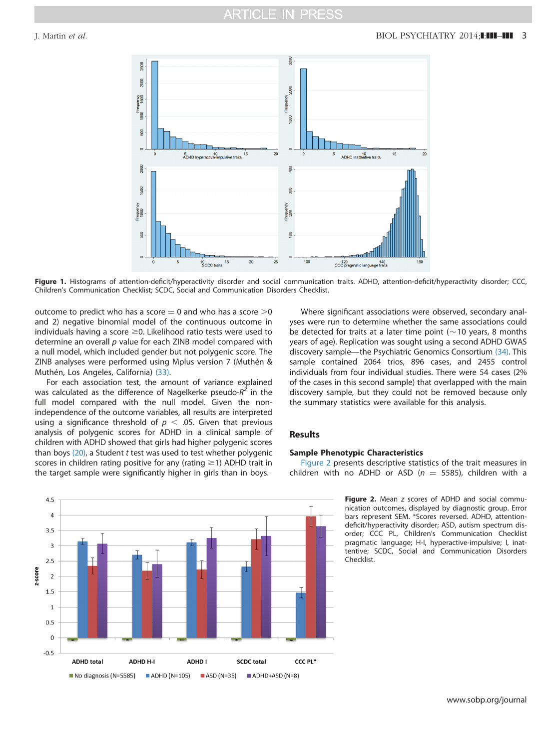Figure 1. Histograms of attention-deficit/hyperactivity disorder and social communication traits. ADHD, attention-deficit/hyperactivity disorder; CCC, Children's Communication Checklist; SCDC, Social and Communication Disorders Checklist.

outcome to predict who has a score = 0 and who has a score >0 and 2) negative binomial model of the continuous outcome in individuals having a score ≥0. Likelihood ratio tests were used to determine an overall $p$ value for each ZINB model compared with a null model, which included gender but not polygenic score. The ZINB analyses were performed using Mplus version 7 (Muthén & Muthén, Los Angeles, California) (33).

For each association test, the amount of variance explained was calculated as the difference of Nagelkerke pseudo-$R^2$ in the full model compared with the null model. Given the non-independence of the outcome variables, all results are interpreted using a significance threshold of $p < .05$. Given that previous analysis of polygenic scores for ADHD in a clinical sample of children with ADHD showed that girls had higher polygenic scores than boys (20), a Student $t$ test was used to test whether polygenic scores in children rating positive for any (rating ≥1) ADHD trait in the target sample were significantly higher in girls than in boys.

Where significant associations were observed, secondary analyses were run to determine whether the same associations could be detected for traits at a later time point (~10 years, 8 months years of age). Replication was sought using a second ADHD GWAS discovery sample—the Psychiatric Genomics Consortium (34). This sample contained 2064 trios, 896 cases, and 2455 control individuals from four individual studies. There were 54 cases (2% of the cases in this second sample) that overlapped with the main discovery sample, but they could not be removed because only the summary statistics were available for this analysis.

## Results

### Sample Phenotypic Characteristics

Figure 2 presents descriptive statistics of the trait measures in children with no ADHD or ASD ($n$ = 5585), children with a

Figure 2. Mean $z$ scores of ADHD and social communication outcomes, displayed by diagnostic group. Error bars represent SEM. *Scores reversed. ADHD, attention-deficit/hyperactivity disorder; ASD, autism spectrum disorder; CCC PL, Children's Communication Checklist pragmatic language; H-I, hyperactive-impulsive; I, inattentive; SCDC, Social and Communication Disorders Checklist.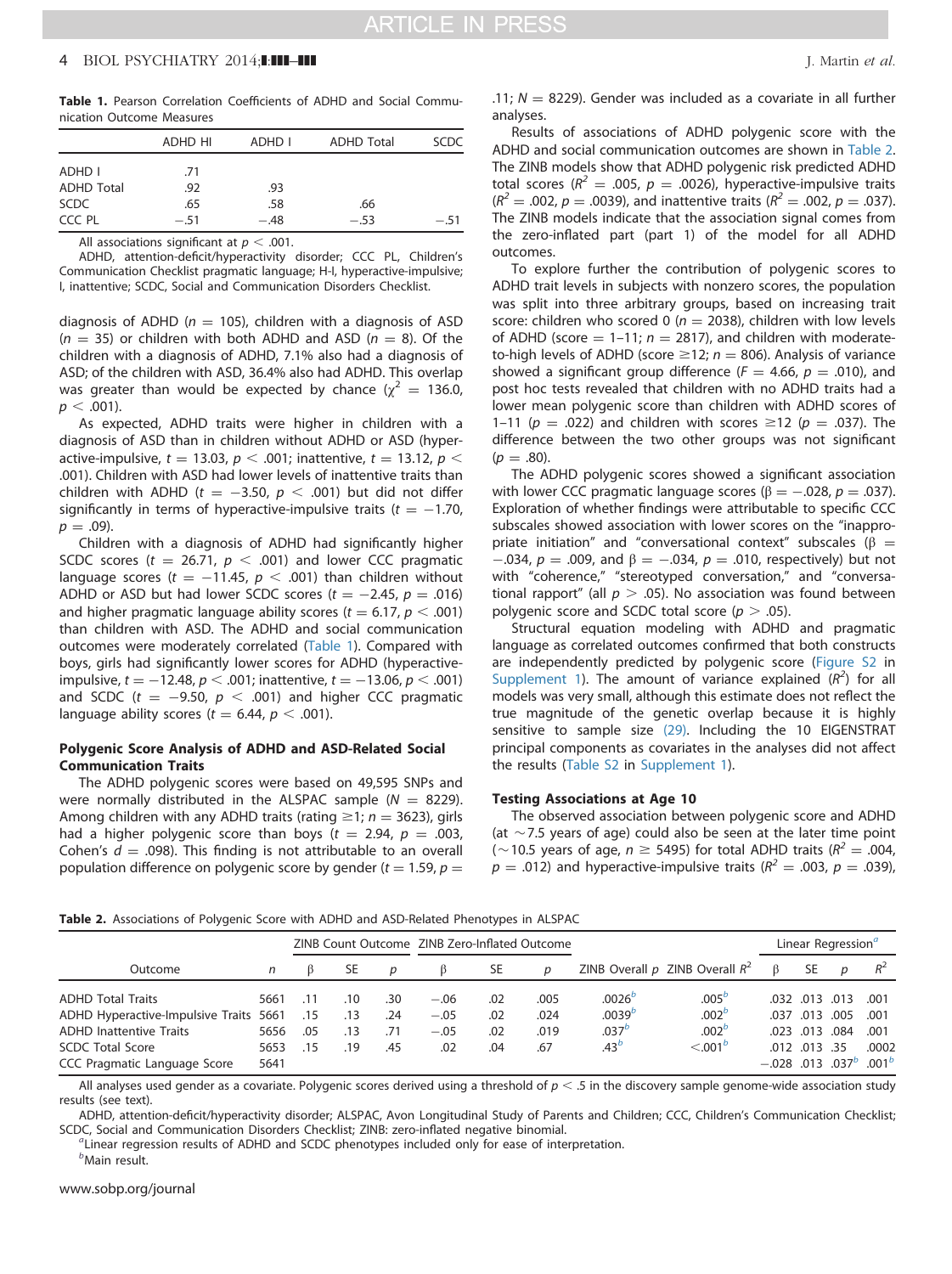**Table 1.** Pearson Correlation Coefficients of ADHD and Social Communication Outcome Measures

| | ADHD HI | ADHD I | ADHD Total | SCDC |
|---|---|---|---|---|
| ADHD I | .71 | | | |
| ADHD Total | .92 | .93 | | |
| SCDC | .65 | .58 | .66 | |
| CCC PL | −.51 | −.48 | −.53 | −.51 |

All associations significant at $p < .001$.

ADHD, attention-deficit/hyperactivity disorder; CCC PL, Children's Communication Checklist pragmatic language; H-I, hyperactive-impulsive; I, inattentive; SCDC, Social and Communication Disorders Checklist.

diagnosis of ADHD ($n = 105$), children with a diagnosis of ASD ($n = 35$) or children with both ADHD and ASD ($n = 8$). Of the children with a diagnosis of ADHD, 7.1% also had a diagnosis of ASD; of the children with ASD, 36.4% also had ADHD. This overlap was greater than would be expected by chance ($\chi^2 = 136.0$, $p < .001$).

As expected, ADHD traits were higher in children with a diagnosis of ASD than in children without ADHD or ASD (hyperactive-impulsive, $t = 13.03$, $p < .001$; inattentive, $t = 13.12$, $p < .001$). Children with ASD had lower levels of inattentive traits than children with ADHD ($t = -3.50$, $p < .001$) but did not differ significantly in terms of hyperactive-impulsive traits ($t = -1.70$, $p = .09$).

Children with a diagnosis of ADHD had significantly higher SCDC scores ($t = 26.71$, $p < .001$) and lower CCC pragmatic language scores ($t = -11.45$, $p < .001$) than children without ADHD or ASD but had lower SCDC scores ($t = -2.45$, $p = .016$) and higher pragmatic language ability scores ($t = 6.17$, $p < .001$) than children with ASD. The ADHD and social communication outcomes were moderately correlated (Table 1). Compared with boys, girls had significantly lower scores for ADHD (hyperactive-impulsive, $t = -12.48$, $p < .001$; inattentive, $t = -13.06$, $p < .001$) and SCDC ($t = -9.50$, $p < .001$) and higher CCC pragmatic language ability scores ($t = 6.44$, $p < .001$).

#### Polygenic Score Analysis of ADHD and ASD-Related Social Communication Traits

The ADHD polygenic scores were based on 49,595 SNPs and were normally distributed in the ALSPAC sample ($N = 8229$). Among children with any ADHD traits (rating ≥1; $n = 3623$), girls had a higher polygenic score than boys ($t = 2.94$, $p = .003$, Cohen's $d = .098$). This finding is not attributable to an overall population difference on polygenic score by gender ($t = 1.59$, $p = .11$; $N = 8229$). Gender was included as a covariate in all further analyses.

Results of associations of ADHD polygenic score with the ADHD and social communication outcomes are shown in Table 2. The ZINB models show that ADHD polygenic risk predicted ADHD total scores ($R^2 = .005$, $p = .0026$), hyperactive-impulsive traits ($R^2 = .002$, $p = .0039$), and inattentive traits ($R^2 = .002$, $p = .037$). The ZINB models indicate that the association signal comes from the zero-inflated part (part 1) of the model for all ADHD outcomes.

To explore further the contribution of polygenic scores to ADHD trait levels in subjects with nonzero scores, the population was split into three arbitrary groups, based on increasing trait score: children who scored 0 ($n = 2038$), children with low levels of ADHD (score = 1–11; $n = 2817$), and children with moderate-to-high levels of ADHD (score ≥12; $n = 806$). Analysis of variance showed a significant group difference ($F = 4.66$, $p = .010$), and post hoc tests revealed that children with no ADHD traits had a lower mean polygenic score than children with ADHD scores of 1–11 ($p = .022$) and children with scores ≥12 ($p = .037$). The difference between the two other groups was not significant ($p = .80$).

The ADHD polygenic scores showed a significant association with lower CCC pragmatic language scores ($\beta = -.028$, $p = .037$). Exploration of whether findings were attributable to specific CCC subscales showed association with lower scores on the "inappropriate initiation" and "conversational context" subscales ($\beta = -.034$, $p = .009$, and $\beta = -.034$, $p = .010$, respectively) but not with "coherence," "stereotyped conversation," and "conversational rapport" (all $p > .05$). No association was found between polygenic score and SCDC total score ($p > .05$).

Structural equation modeling with ADHD and pragmatic language as correlated outcomes confirmed that both constructs are independently predicted by polygenic score (Figure S2 in Supplement 1). The amount of variance explained ($R^2$) for all models was very small, although this estimate does not reflect the true magnitude of the genetic overlap because it is highly sensitive to sample size (29). Including the 10 EIGENSTRAT principal components as covariates in the analyses did not affect the results (Table S2 in Supplement 1).

#### Testing Associations at Age 10

The observed association between polygenic score and ADHD (at ~7.5 years of age) could also be seen at the later time point (~10.5 years of age, $n \geq 5495$) for total ADHD traits ($R^2 = .004$, $p = .012$) and hyperactive-impulsive traits ($R^2 = .003$, $p = .039$),

**Table 2.** Associations of Polygenic Score with ADHD and ASD-Related Phenotypes in ALSPAC

| | | ZINB Count Outcome | | | ZINB Zero-Inflated Outcome | | | | | Linear Regression[a] | | | |
|---|---|---|---|---|---|---|---|---|---|---|---|---|---|
| Outcome | $n$ | β | SE | $p$ | β | SE | $p$ | ZINB Overall $p$ | ZINB Overall $R^2$ | β | SE | $p$ | $R^2$ |
| ADHD Total Traits | 5661 | .11 | .10 | .30 | −.06 | .02 | .005 | .0026[b] | .005[b] | .032 | .013 | .013 | .001 |
| ADHD Hyperactive-Impulsive Traits | 5661 | .15 | .13 | .24 | −.05 | .02 | .024 | .0039[b] | .002[b] | .037 | .013 | .005 | .001 |
| ADHD Inattentive Traits | 5656 | .05 | .13 | .71 | −.05 | .02 | .019 | .037[b] | .002[b] | .023 | .013 | .084 | .001 |
| SCDC Total Score | 5653 | .15 | .19 | .45 | .02 | .04 | .67 | .43[b] | <.001[b] | .012 | .013 | .35 | .0002 |
| CCC Pragmatic Language Score | 5641 | | | | | | | | | −.028 | .013 | .037[b] | .001[b] |

All analyses used gender as a covariate. Polygenic scores derived using a threshold of $p < .5$ in the discovery sample genome-wide association study results (see text).

ADHD, attention-deficit/hyperactivity disorder; ALSPAC, Avon Longitudinal Study of Parents and Children; CCC, Children's Communication Checklist; SCDC, Social and Communication Disorders Checklist; ZINB: zero-inflated negative binomial.

[a] Linear regression results of ADHD and SCDC phenotypes included only for ease of interpretation.

[b] Main result.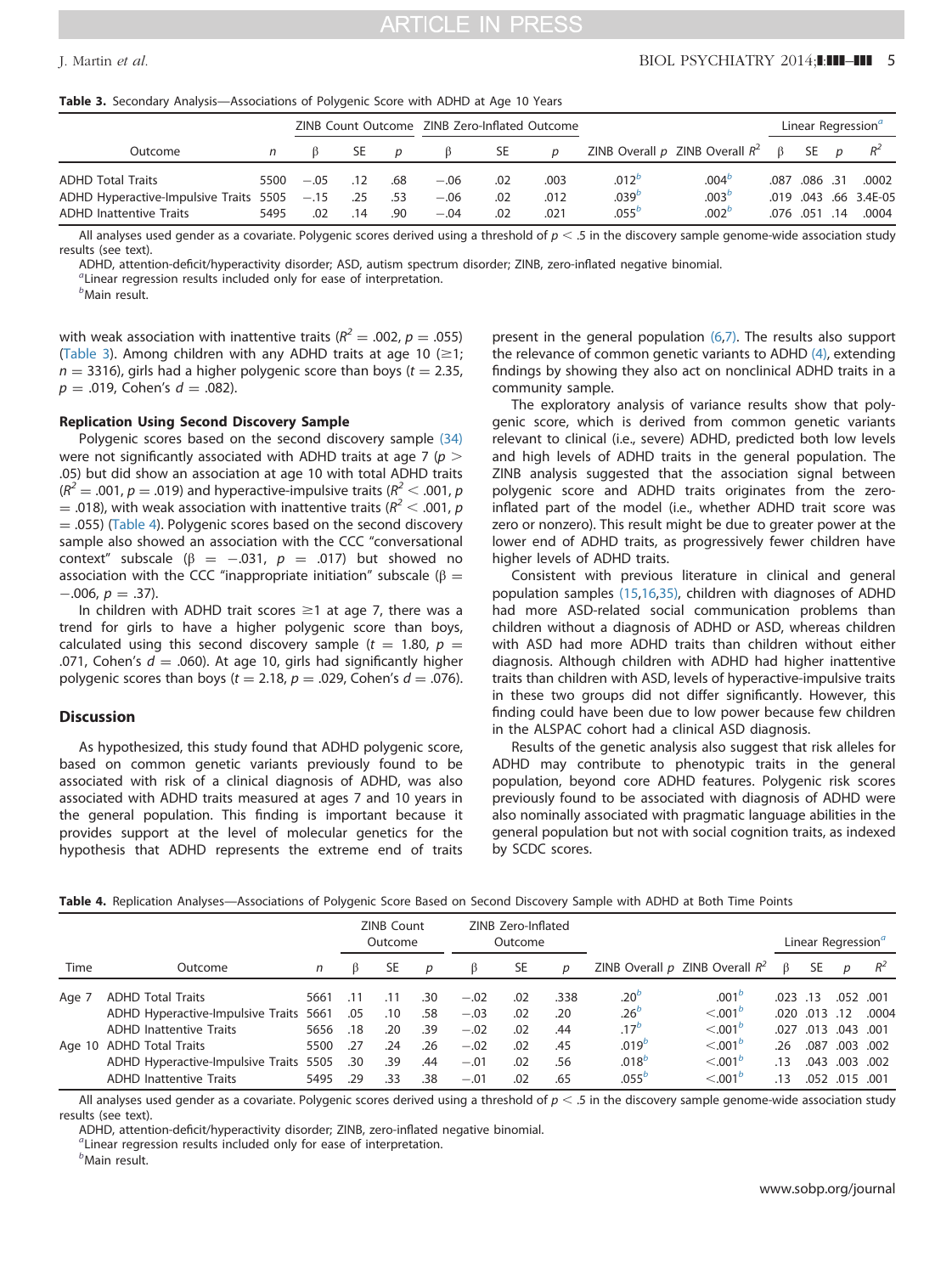**Table 3.** Secondary Analysis—Associations of Polygenic Score with ADHD at Age 10 Years

| Outcome | $n$ | ZINB Count Outcome | | | ZINB Zero-Inflated Outcome | | | ZINB Overall $p$ | ZINB Overall $R^2$ | Linear Regression[a] | | | |
|---|---|---|---|---|---|---|---|---|---|---|---|---|---|
| | | β | SE | $p$ | β | SE | $p$ | | | β | SE | $p$ | $R^2$ |
| ADHD Total Traits | 5500 | −.05 | .12 | .68 | −.06 | .02 | .003 | .012[b] | .004[b] | .087 | .086 | .31 | .0002 |
| ADHD Hyperactive-Impulsive Traits | 5505 | −.15 | .25 | .53 | −.06 | .02 | .012 | .039[b] | .003[b] | .019 | .043 | .66 | 3.4E-05 |
| ADHD Inattentive Traits | 5495 | .02 | .14 | .90 | −.04 | .02 | .021 | .055[b] | .002[b] | .076 | .051 | .14 | .0004 |

All analyses used gender as a covariate. Polygenic scores derived using a threshold of $p < .5$ in the discovery sample genome-wide association study results (see text).

ADHD, attention-deficit/hyperactivity disorder; ASD, autism spectrum disorder; ZINB, zero-inflated negative binomial.

[a]Linear regression results included only for ease of interpretation.

[b]Main result.

with weak association with inattentive traits ($R^2 = .002$, $p = .055$) (Table 3). Among children with any ADHD traits at age 10 (≥1; $n = 3316$), girls had a higher polygenic score than boys ($t = 2.35$, $p = .019$, Cohen's $d = .082$).

### Replication Using Second Discovery Sample

Polygenic scores based on the second discovery sample (34) were not significantly associated with ADHD traits at age 7 ($p > .05$) but did show an association at age 10 with total ADHD traits ($R^2 = .001$, $p = .019$) and hyperactive-impulsive traits ($R^2 < .001$, $p = .018$), with weak association with inattentive traits ($R^2 < .001$, $p = .055$) (Table 4). Polygenic scores based on the second discovery sample also showed an association with the CCC "conversational context" subscale (β = −.031, $p = .017$) but showed no association with the CCC "inappropriate initiation" subscale (β = −.006, $p = .37$).

In children with ADHD trait scores ≥1 at age 7, there was a trend for girls to have a higher polygenic score than boys, calculated using this second discovery sample ($t = 1.80$, $p = .071$, Cohen's $d = .060$). At age 10, girls had significantly higher polygenic scores than boys ($t = 2.18$, $p = .029$, Cohen's $d = .076$).

## Discussion

As hypothesized, this study found that ADHD polygenic score, based on common genetic variants previously found to be associated with risk of a clinical diagnosis of ADHD, was also associated with ADHD traits measured at ages 7 and 10 years in the general population. This finding is important because it provides support at the level of molecular genetics for the hypothesis that ADHD represents the extreme end of traits present in the general population (6,7). The results also support the relevance of common genetic variants to ADHD (4), extending findings by showing they also act on nonclinical ADHD traits in a community sample.

The exploratory analysis of variance results show that polygenic score, which is derived from common genetic variants relevant to clinical (i.e., severe) ADHD, predicted both low levels and high levels of ADHD traits in the general population. The ZINB analysis suggested that the association signal between polygenic score and ADHD traits originates from the zero-inflated part of the model (i.e., whether ADHD trait score was zero or nonzero). This result might be due to greater power at the lower end of ADHD traits, as progressively fewer children have higher levels of ADHD traits.

Consistent with previous literature in clinical and general population samples (15,16,35), children with diagnoses of ADHD had more ASD-related social communication problems than children without a diagnosis of ADHD or ASD, whereas children with ASD had more ADHD traits than children without either diagnosis. Although children with ADHD had higher inattentive traits than children with ASD, levels of hyperactive-impulsive traits in these two groups did not differ significantly. However, this finding could have been due to low power because few children in the ALSPAC cohort had a clinical ASD diagnosis.

Results of the genetic analysis also suggest that risk alleles for ADHD may contribute to phenotypic traits in the general population, beyond core ADHD features. Polygenic risk scores previously found to be associated with diagnosis of ADHD were also nominally associated with pragmatic language abilities in the general population but not with social cognition traits, as indexed by SCDC scores.

**Table 4.** Replication Analyses—Associations of Polygenic Score Based on Second Discovery Sample with ADHD at Both Time Points

| Time | Outcome | $n$ | ZINB Count Outcome | | | ZINB Zero-Inflated Outcome | | | ZINB Overall $p$ | ZINB Overall $R^2$ | Linear Regression[a] | | | |
|---|---|---|---|---|---|---|---|---|---|---|---|---|---|---|
| | | | β | SE | $p$ | β | SE | $p$ | | | β | SE | $p$ | $R^2$ |
| Age 7 | ADHD Total Traits | 5661 | .11 | .11 | .30 | −.02 | .02 | .338 | .20[b] | .001[b] | .023 | .13 | .052 | .001 |
| | ADHD Hyperactive-Impulsive Traits | 5661 | .05 | .10 | .58 | −.03 | .02 | .20 | .26[b] | <.001[b] | .020 | .013 | .12 | .0004 |
| | ADHD Inattentive Traits | 5656 | .18 | .20 | .39 | −.02 | .02 | .44 | .17[b] | <.001[b] | .027 | .013 | .043 | .001 |
| Age 10 | ADHD Total Traits | 5500 | .27 | .24 | .26 | −.02 | .02 | .45 | .019[b] | <.001[b] | .26 | .087 | .003 | .002 |
| | ADHD Hyperactive-Impulsive Traits | 5505 | .30 | .39 | .44 | −.01 | .02 | .56 | .018[b] | <.001[b] | .13 | .043 | .003 | .002 |
| | ADHD Inattentive Traits | 5495 | .29 | .33 | .38 | −.01 | .02 | .65 | .055[b] | <.001[b] | .13 | .052 | .015 | .001 |

All analyses used gender as a covariate. Polygenic scores derived using a threshold of $p < .5$ in the discovery sample genome-wide association study results (see text).

ADHD, attention-deficit/hyperactivity disorder; ZINB, zero-inflated negative binomial.

[a]Linear regression results included only for ease of interpretation.

[b]Main result.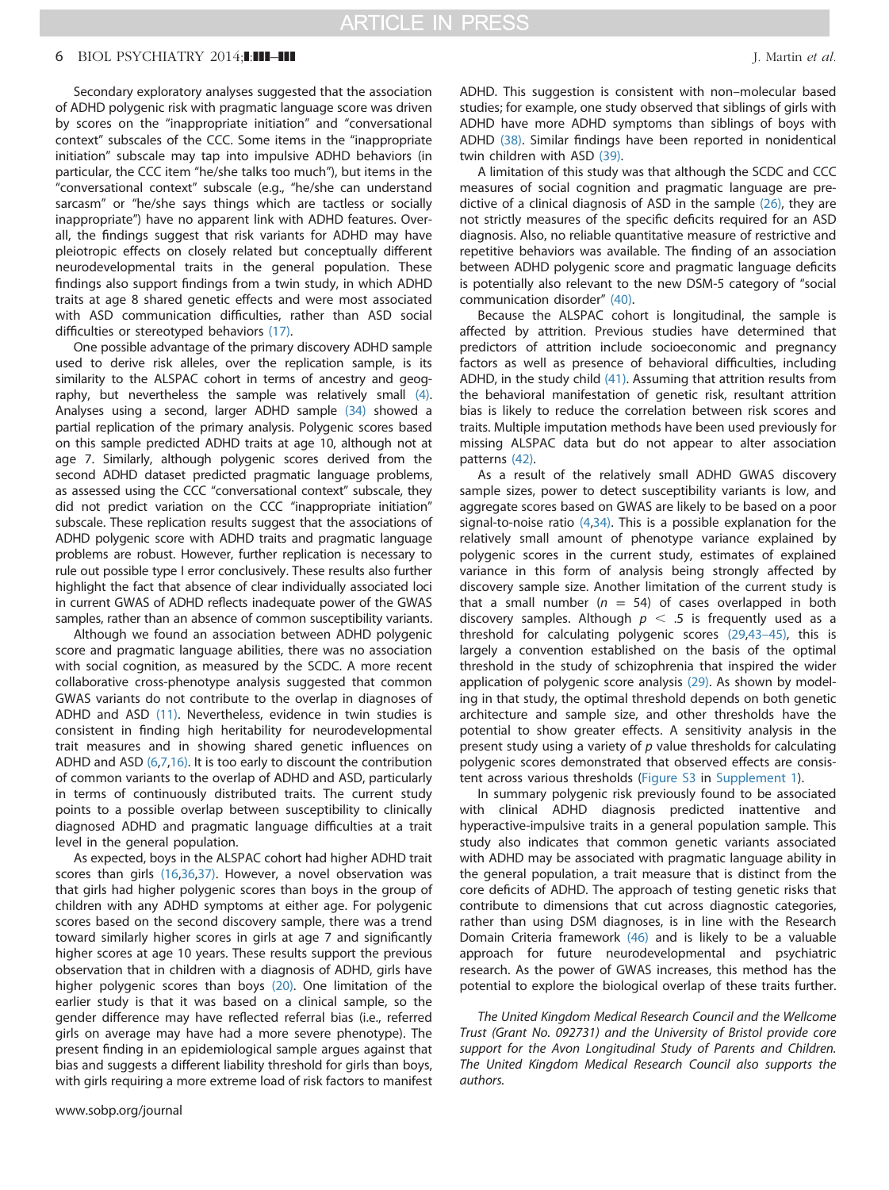Secondary exploratory analyses suggested that the association of ADHD polygenic risk with pragmatic language score was driven by scores on the "inappropriate initiation" and "conversational context" subscales of the CCC. Some items in the "inappropriate initiation" subscale may tap into impulsive ADHD behaviors (in particular, the CCC item "he/she talks too much"), but items in the "conversational context" subscale (e.g., "he/she can understand sarcasm" or "he/she says things which are tactless or socially inappropriate") have no apparent link with ADHD features. Overall, the findings suggest that risk variants for ADHD may have pleiotropic effects on closely related but conceptually different neurodevelopmental traits in the general population. These findings also support findings from a twin study, in which ADHD traits at age 8 shared genetic effects and were most associated with ASD communication difficulties, rather than ASD social difficulties or stereotyped behaviors (17).

One possible advantage of the primary discovery ADHD sample used to derive risk alleles, over the replication sample, is its similarity to the ALSPAC cohort in terms of ancestry and geography, but nevertheless the sample was relatively small (4). Analyses using a second, larger ADHD sample (34) showed a partial replication of the primary analysis. Polygenic scores based on this sample predicted ADHD traits at age 10, although not at age 7. Similarly, although polygenic scores derived from the second ADHD dataset predicted pragmatic language problems, as assessed using the CCC "conversational context" subscale, they did not predict variation on the CCC "inappropriate initiation" subscale. These replication results suggest that the associations of ADHD polygenic score with ADHD traits and pragmatic language problems are robust. However, further replication is necessary to rule out possible type I error conclusively. These results also further highlight the fact that absence of clear individually associated loci in current GWAS of ADHD reflects inadequate power of the GWAS samples, rather than an absence of common susceptibility variants.

Although we found an association between ADHD polygenic score and pragmatic language abilities, there was no association with social cognition, as measured by the SCDC. A more recent collaborative cross-phenotype analysis suggested that common GWAS variants do not contribute to the overlap in diagnoses of ADHD and ASD (11). Nevertheless, evidence in twin studies is consistent in finding high heritability for neurodevelopmental trait measures and in showing shared genetic influences on ADHD and ASD (6,7,16). It is too early to discount the contribution of common variants to the overlap of ADHD and ASD, particularly in terms of continuously distributed traits. The current study points to a possible overlap between susceptibility to clinically diagnosed ADHD and pragmatic language difficulties at a trait level in the general population.

As expected, boys in the ALSPAC cohort had higher ADHD trait scores than girls (16,36,37). However, a novel observation was that girls had higher polygenic scores than boys in the group of children with any ADHD symptoms at either age. For polygenic scores based on the second discovery sample, there was a trend toward similarly higher scores in girls at age 7 and significantly higher scores at age 10 years. These results support the previous observation that in children with a diagnosis of ADHD, girls have higher polygenic scores than boys (20). One limitation of the earlier study is that it was based on a clinical sample, so the gender difference may have reflected referral bias (i.e., referred girls on average may have had a more severe phenotype). The present finding in an epidemiological sample argues against that bias and suggests a different liability threshold for girls than boys, with girls requiring a more extreme load of risk factors to manifest ADHD. This suggestion is consistent with non–molecular based studies; for example, one study observed that siblings of girls with ADHD have more ADHD symptoms than siblings of boys with ADHD (38). Similar findings have been reported in nonidentical twin children with ASD (39).

A limitation of this study was that although the SCDC and CCC measures of social cognition and pragmatic language are predictive of a clinical diagnosis of ASD in the sample (26), they are not strictly measures of the specific deficits required for an ASD diagnosis. Also, no reliable quantitative measure of restrictive and repetitive behaviors was available. The finding of an association between ADHD polygenic score and pragmatic language deficits is potentially also relevant to the new DSM-5 category of "social communication disorder" (40).

Because the ALSPAC cohort is longitudinal, the sample is affected by attrition. Previous studies have determined that predictors of attrition include socioeconomic and pregnancy factors as well as presence of behavioral difficulties, including ADHD, in the study child (41). Assuming that attrition results from the behavioral manifestation of genetic risk, resultant attrition bias is likely to reduce the correlation between risk scores and traits. Multiple imputation methods have been used previously for missing ALSPAC data but do not appear to alter association patterns (42).

As a result of the relatively small ADHD GWAS discovery sample sizes, power to detect susceptibility variants is low, and aggregate scores based on GWAS are likely to be based on a poor signal-to-noise ratio (4,34). This is a possible explanation for the relatively small amount of phenotype variance explained by polygenic scores in the current study, estimates of explained variance in this form of analysis being strongly affected by discovery sample size. Another limitation of the current study is that a small number ($n = 54$) of cases overlapped in both discovery samples. Although $p < .5$ is frequently used as a threshold for calculating polygenic scores (29,43–45), this is largely a convention established on the basis of the optimal threshold in the study of schizophrenia that inspired the wider application of polygenic score analysis (29). As shown by modeling in that study, the optimal threshold depends on both genetic architecture and sample size, and other thresholds have the potential to show greater effects. A sensitivity analysis in the present study using a variety of $p$ value thresholds for calculating polygenic scores demonstrated that observed effects are consistent across various thresholds (Figure S3 in Supplement 1).

In summary polygenic risk previously found to be associated with clinical ADHD diagnosis predicted inattentive and hyperactive-impulsive traits in a general population sample. This study also indicates that common genetic variants associated with ADHD may be associated with pragmatic language ability in the general population, a trait measure that is distinct from the core deficits of ADHD. The approach of testing genetic risks that contribute to dimensions that cut across diagnostic categories, rather than using DSM diagnoses, is in line with the Research Domain Criteria framework (46) and is likely to be a valuable approach for future neurodevelopmental and psychiatric research. As the power of GWAS increases, this method has the potential to explore the biological overlap of these traits further.

*The United Kingdom Medical Research Council and the Wellcome Trust (Grant No. 092731) and the University of Bristol provide core support for the Avon Longitudinal Study of Parents and Children. The United Kingdom Medical Research Council also supports the authors.*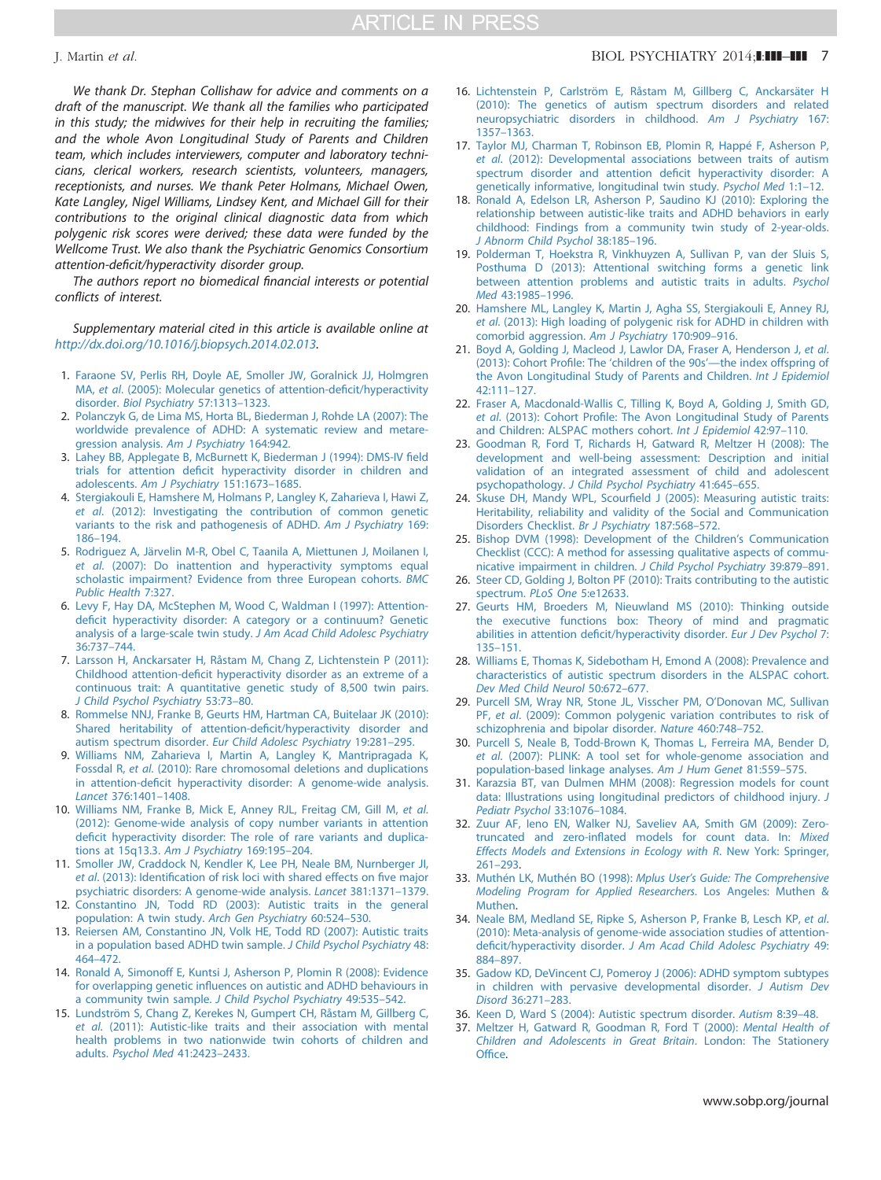*We thank Dr. Stephan Collishaw for advice and comments on a draft of the manuscript. We thank all the families who participated in this study; the midwives for their help in recruiting the families; and the whole Avon Longitudinal Study of Parents and Children team, which includes interviewers, computer and laboratory technicians, clerical workers, research scientists, volunteers, managers, receptionists, and nurses. We thank Peter Holmans, Michael Owen, Kate Langley, Nigel Williams, Lindsey Kent, and Michael Gill for their contributions to the original clinical diagnostic data from which polygenic risk scores were derived; these data were funded by the Wellcome Trust. We also thank the Psychiatric Genomics Consortium attention-deficit/hyperactivity disorder group.*

*The authors report no biomedical financial interests or potential conflicts of interest.*

*Supplementary material cited in this article is available online at http://dx.doi.org/10.1016/j.biopsych.2014.02.013.*

1. Faraone SV, Perlis RH, Doyle AE, Smoller JW, Goralnick JJ, Holmgren MA, *et al*. (2005): Molecular genetics of attention-deficit/hyperactivity disorder. *Biol Psychiatry* 57:1313–1323.
2. Polanczyk G, de Lima MS, Horta BL, Biederman J, Rohde LA (2007): The worldwide prevalence of ADHD: A systematic review and metaregression analysis. *Am J Psychiatry* 164:942.
3. Lahey BB, Applegate B, McBurnett K, Biederman J (1994): DMS-IV field trials for attention deficit hyperactivity disorder in children and adolescents. *Am J Psychiatry* 151:1673–1685.
4. Stergiakouli E, Hamshere M, Holmans P, Langley K, Zaharieva I, Hawi Z, *et al*. (2012): Investigating the contribution of common genetic variants to the risk and pathogenesis of ADHD. *Am J Psychiatry* 169: 186–194.
5. Rodriguez A, Järvelin M-R, Obel C, Taanila A, Miettunen J, Moilanen I, *et al*. (2007): Do inattention and hyperactivity symptoms equal scholastic impairment? Evidence from three European cohorts. *BMC Public Health* 7:327.
6. Levy F, Hay DA, McStephen M, Wood C, Waldman I (1997): Attention-deficit hyperactivity disorder: A category or a continuum? Genetic analysis of a large-scale twin study. *J Am Acad Child Adolesc Psychiatry* 36:737–744.
7. Larsson H, Anckarsater H, Råstam M, Chang Z, Lichtenstein P (2011): Childhood attention-deficit hyperactivity disorder as an extreme of a continuous trait: A quantitative genetic study of 8,500 twin pairs. *J Child Psychol Psychiatry* 53:73–80.
8. Rommelse NNJ, Franke B, Geurts HM, Hartman CA, Buitelaar JK (2010): Shared heritability of attention-deficit/hyperactivity disorder and autism spectrum disorder. *Eur Child Adolesc Psychiatry* 19:281–295.
9. Williams NM, Zaharieva I, Martin A, Langley K, Mantripragada K, Fossdal R, *et al*. (2010): Rare chromosomal deletions and duplications in attention-deficit hyperactivity disorder: A genome-wide analysis. *Lancet* 376:1401–1408.
10. Williams NM, Franke B, Mick E, Anney RJL, Freitag CM, Gill M, *et al*. (2012): Genome-wide analysis of copy number variants in attention deficit hyperactivity disorder: The role of rare variants and duplications at 15q13.3. *Am J Psychiatry* 169:195–204.
11. Smoller JW, Craddock N, Kendler K, Lee PH, Neale BM, Nurnberger JI, *et al*. (2013): Identification of risk loci with shared effects on five major psychiatric disorders: A genome-wide analysis. *Lancet* 381:1371–1379.
12. Constantino JN, Todd RD (2003): Autistic traits in the general population: A twin study. *Arch Gen Psychiatry* 60:524–530.
13. Reiersen AM, Constantino JN, Volk HE, Todd RD (2007): Autistic traits in a population based ADHD twin sample. *J Child Psychol Psychiatry* 48: 464–472.
14. Ronald A, Simonoff E, Kuntsi J, Asherson P, Plomin R (2008): Evidence for overlapping genetic influences on autistic and ADHD behaviours in a community twin sample. *J Child Psychol Psychiatry* 49:535–542.
15. Lundström S, Chang Z, Kerekes N, Gumpert CH, Råstam M, Gillberg C, *et al*. (2011): Autistic-like traits and their association with mental health problems in two nationwide twin cohorts of children and adults. *Psychol Med* 41:2423–2433.
16. Lichtenstein P, Carlström E, Råstam M, Gillberg C, Anckarsäter H (2010): The genetics of autism spectrum disorders and related neuropsychiatric disorders in childhood. *Am J Psychiatry* 167: 1357–1363.
17. Taylor MJ, Charman T, Robinson EB, Plomin R, Happé F, Asherson P, *et al*. (2012): Developmental associations between traits of autism spectrum disorder and attention deficit hyperactivity disorder: A genetically informative, longitudinal twin study. *Psychol Med* 1:1–12.
18. Ronald A, Edelson LR, Asherson P, Saudino KJ (2010): Exploring the relationship between autistic-like traits and ADHD behaviors in early childhood: Findings from a community twin study of 2-year-olds. *J Abnorm Child Psychol* 38:185–196.
19. Polderman T, Hoekstra R, Vinkhuyzen A, Sullivan P, van der Sluis S, Posthuma D (2013): Attentional switching forms a genetic link between attention problems and autistic traits in adults. *Psychol Med* 43:1985–1996.
20. Hamshere ML, Langley K, Martin J, Agha SS, Stergiakouli E, Anney RJ, *et al*. (2013): High loading of polygenic risk for ADHD in children with comorbid aggression. *Am J Psychiatry* 170:909–916.
21. Boyd A, Golding J, Macleod J, Lawlor DA, Fraser A, Henderson J, *et al*. (2013): Cohort Profile: The 'children of the 90s'—the index offspring of the Avon Longitudinal Study of Parents and Children. *Int J Epidemiol* 42:111–127.
22. Fraser A, Macdonald-Wallis C, Tilling K, Boyd A, Golding J, Smith GD, *et al*. (2013): Cohort Profile: The Avon Longitudinal Study of Parents and Children: ALSPAC mothers cohort. *Int J Epidemiol* 42:97–110.
23. Goodman R, Ford T, Richards H, Gatward R, Meltzer H (2008): The development and well-being assessment: Description and initial validation of an integrated assessment of child and adolescent psychopathology. *J Child Psychol Psychiatry* 41:645–655.
24. Skuse DH, Mandy WPL, Scourfield J (2005): Measuring autistic traits: Heritability, reliability and validity of the Social and Communication Disorders Checklist. *Br J Psychiatry* 187:568–572.
25. Bishop DVM (1998): Development of the Children's Communication Checklist (CCC): A method for assessing qualitative aspects of communicative impairment in children. *J Child Psychol Psychiatry* 39:879–891.
26. Steer CD, Golding J, Bolton PF (2010): Traits contributing to the autistic spectrum. *PLoS One* 5:e12633.
27. Geurts HM, Broeders M, Nieuwland MS (2010): Thinking outside the executive functions box: Theory of mind and pragmatic abilities in attention deficit/hyperactivity disorder. *Eur J Dev Psychol* 7: 135–151.
28. Williams E, Thomas K, Sidebotham H, Emond A (2008): Prevalence and characteristics of autistic spectrum disorders in the ALSPAC cohort. *Dev Med Child Neurol* 50:672–677.
29. Purcell SM, Wray NR, Stone JL, Visscher PM, O'Donovan MC, Sullivan PF, *et al*. (2009): Common polygenic variation contributes to risk of schizophrenia and bipolar disorder. *Nature* 460:748–752.
30. Purcell S, Neale B, Todd-Brown K, Thomas L, Ferreira MA, Bender D, *et al*. (2007): PLINK: A tool set for whole-genome association and population-based linkage analyses. *Am J Hum Genet* 81:559–575.
31. Karazsia BT, van Dulmen MHM (2008): Regression models for count data: Illustrations using longitudinal predictors of childhood injury. *J Pediatr Psychol* 33:1076–1084.
32. Zuur AF, Ieno EN, Walker NJ, Saveliev AA, Smith GM (2009): Zero-truncated and zero-inflated models for count data. In: *Mixed Effects Models and Extensions in Ecology with R*. New York: Springer, 261–293.
33. Muthén LK, Muthén BO (1998): *Mplus User's Guide: The Comprehensive Modeling Program for Applied Researchers*. Los Angeles: Muthen & Muthen.
34. Neale BM, Medland SE, Ripke S, Asherson P, Franke B, Lesch KP, *et al*. (2010): Meta-analysis of genome-wide association studies of attention-deficit/hyperactivity disorder. *J Am Acad Child Adolesc Psychiatry* 49: 884–897.
35. Gadow KD, DeVincent CJ, Pomeroy J (2006): ADHD symptom subtypes in children with pervasive developmental disorder. *J Autism Dev Disord* 36:271–283.
36. Keen D, Ward S (2004): Autistic spectrum disorder. *Autism* 8:39–48.
37. Meltzer H, Gatward R, Goodman R, Ford T (2000): *Mental Health of Children and Adolescents in Great Britain*. London: The Stationery Office.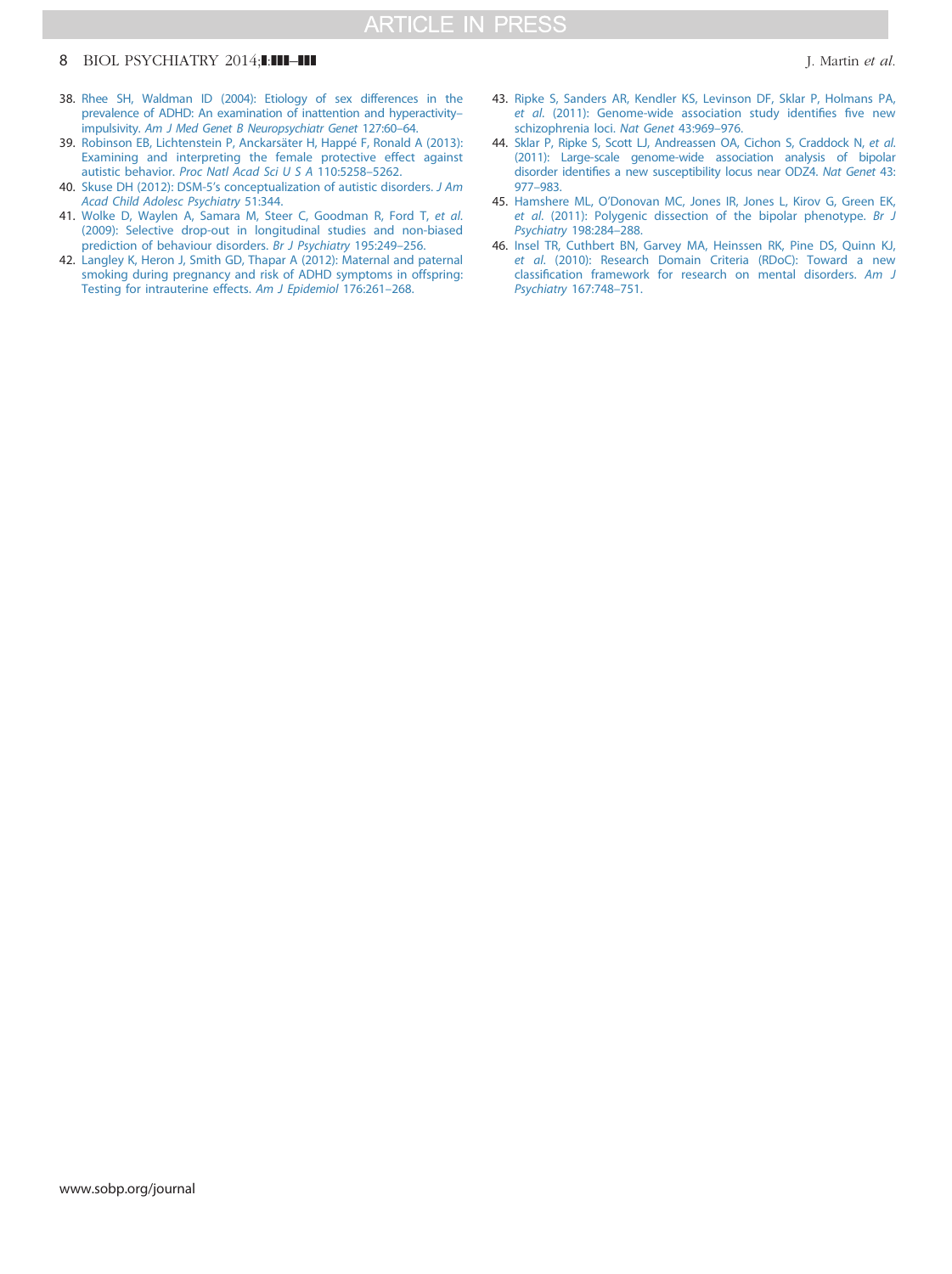38. Rhee SH, Waldman ID (2004): Etiology of sex differences in the prevalence of ADHD: An examination of inattention and hyperactivity–impulsivity. *Am J Med Genet B Neuropsychiatr Genet* 127:60–64.
39. Robinson EB, Lichtenstein P, Anckarsäter H, Happé F, Ronald A (2013): Examining and interpreting the female protective effect against autistic behavior. *Proc Natl Acad Sci U S A* 110:5258–5262.
40. Skuse DH (2012): DSM-5's conceptualization of autistic disorders. *J Am Acad Child Adolesc Psychiatry* 51:344.
41. Wolke D, Waylen A, Samara M, Steer C, Goodman R, Ford T, *et al.* (2009): Selective drop-out in longitudinal studies and non-biased prediction of behaviour disorders. *Br J Psychiatry* 195:249–256.
42. Langley K, Heron J, Smith GD, Thapar A (2012): Maternal and paternal smoking during pregnancy and risk of ADHD symptoms in offspring: Testing for intrauterine effects. *Am J Epidemiol* 176:261–268.
43. Ripke S, Sanders AR, Kendler KS, Levinson DF, Sklar P, Holmans PA, *et al.* (2011): Genome-wide association study identifies five new schizophrenia loci. *Nat Genet* 43:969–976.
44. Sklar P, Ripke S, Scott LJ, Andreassen OA, Cichon S, Craddock N, *et al.* (2011): Large-scale genome-wide association analysis of bipolar disorder identifies a new susceptibility locus near ODZ4. *Nat Genet* 43: 977–983.
45. Hamshere ML, O'Donovan MC, Jones IR, Jones L, Kirov G, Green EK, *et al.* (2011): Polygenic dissection of the bipolar phenotype. *Br J Psychiatry* 198:284–288.
46. Insel TR, Cuthbert BN, Garvey MA, Heinssen RK, Pine DS, Quinn KJ, *et al.* (2010): Research Domain Criteria (RDoC): Toward a new classification framework for research on mental disorders. *Am J Psychiatry* 167:748–751.